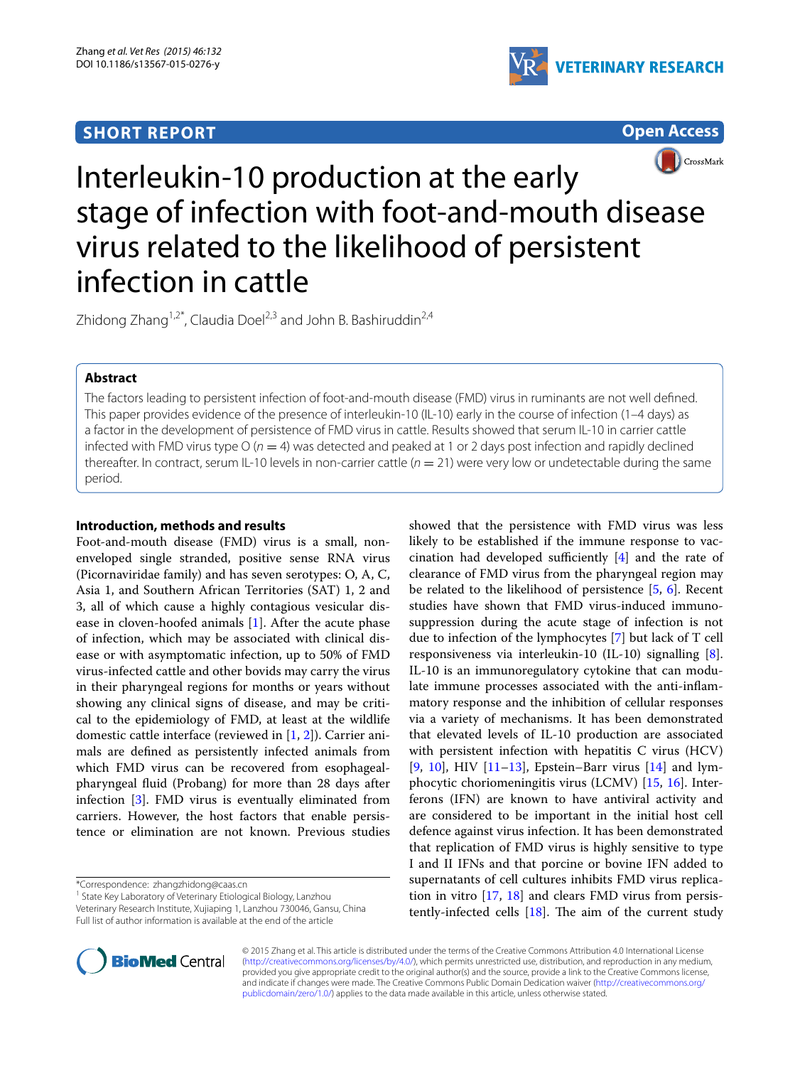**SHORT REPORT** | **Open Access**

# Interleukin-10 production at the early stage of infection with foot-and-mouth disease virus related to the likelihood of persistent infection in cattle

Zhidong Zhang[1,2*], Claudia Doel[2,3] and John B. Bashiruddin[2,4]

## Abstract

The factors leading to persistent infection of foot-and-mouth disease (FMD) virus in ruminants are not well defined. This paper provides evidence of the presence of interleukin-10 (IL-10) early in the course of infection (1–4 days) as a factor in the development of persistence of FMD virus in cattle. Results showed that serum IL-10 in carrier cattle infected with FMD virus type O ($n = 4$) was detected and peaked at 1 or 2 days post infection and rapidly declined thereafter. In contract, serum IL-10 levels in non-carrier cattle ($n = 21$) were very low or undetectable during the same period.

### Introduction, methods and results

Foot-and-mouth disease (FMD) virus is a small, non-enveloped single stranded, positive sense RNA virus (Picornaviridae family) and has seven serotypes: O, A, C, Asia 1, and Southern African Territories (SAT) 1, 2 and 3, all of which cause a highly contagious vesicular disease in cloven-hoofed animals [1]. After the acute phase of infection, which may be associated with clinical disease or with asymptomatic infection, up to 50% of FMD virus-infected cattle and other bovids may carry the virus in their pharyngeal regions for months or years without showing any clinical signs of disease, and may be critical to the epidemiology of FMD, at least at the wildlife domestic cattle interface (reviewed in [1, 2]). Carrier animals are defined as persistently infected animals from which FMD virus can be recovered from esophageal-pharyngeal fluid (Probang) for more than 28 days after infection [3]. FMD virus is eventually eliminated from carriers. However, the host factors that enable persistence or elimination are not known. Previous studies showed that the persistence with FMD virus was less likely to be established if the immune response to vaccination had developed sufficiently [4] and the rate of clearance of FMD virus from the pharyngeal region may be related to the likelihood of persistence [5, 6]. Recent studies have shown that FMD virus-induced immunosuppression during the acute stage of infection is not due to infection of the lymphocytes [7] but lack of T cell responsiveness via interleukin-10 (IL-10) signalling [8]. IL-10 is an immunoregulatory cytokine that can modulate immune processes associated with the anti-inflammatory response and the inhibition of cellular responses via a variety of mechanisms. It has been demonstrated that elevated levels of IL-10 production are associated with persistent infection with hepatitis C virus (HCV) [9, 10], HIV [11–13], Epstein–Barr virus [14] and lymphocytic choriomeningitis virus (LCMV) [15, 16]. Interferons (IFN) are known to have antiviral activity and are considered to be important in the initial host cell defence against virus infection. It has been demonstrated that replication of FMD virus is highly sensitive to type I and II IFNs and that porcine or bovine IFN added to supernatants of cell cultures inhibits FMD virus replication in vitro [17, 18] and clears FMD virus from persistently-infected cells [18]. The aim of the current study

*Correspondence: zhangzhidong@caas.cn
[1] State Key Laboratory of Veterinary Etiological Biology, Lanzhou Veterinary Research Institute, Xujiaping 1, Lanzhou 730046, Gansu, China
Full list of author information is available at the end of the article

© 2015 Zhang et al. This article is distributed under the terms of the Creative Commons Attribution 4.0 International License (http://creativecommons.org/licenses/by/4.0/), which permits unrestricted use, distribution, and reproduction in any medium, provided you give appropriate credit to the original author(s) and the source, provide a link to the Creative Commons license, and indicate if changes were made. The Creative Commons Public Domain Dedication waiver (http://creativecommons.org/publicdomain/zero/1.0/) applies to the data made available in this article, unless otherwise stated.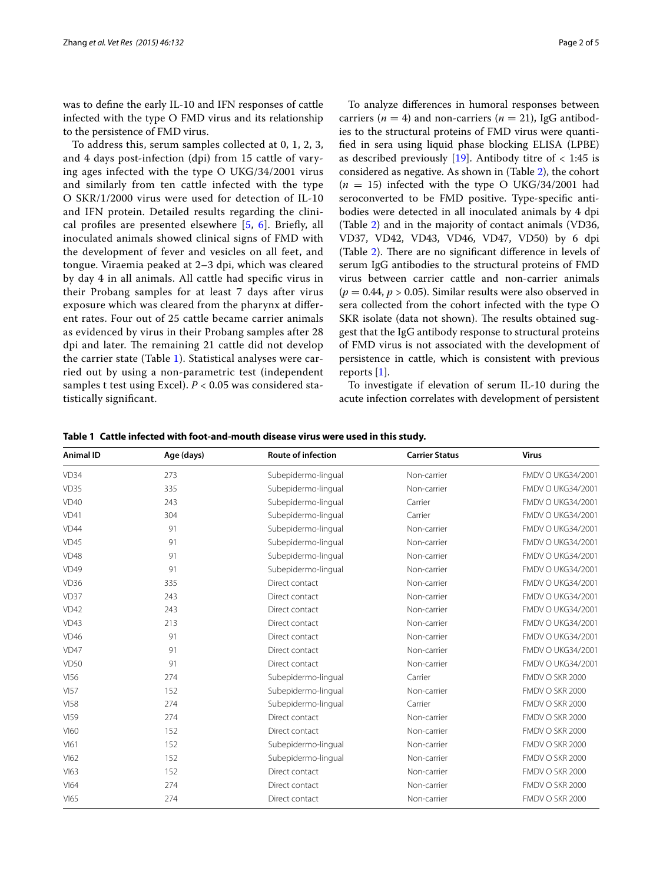was to define the early IL-10 and IFN responses of cattle infected with the type O FMD virus and its relationship to the persistence of FMD virus.

To address this, serum samples collected at 0, 1, 2, 3, and 4 days post-infection (dpi) from 15 cattle of varying ages infected with the type O UKG/34/2001 virus and similarly from ten cattle infected with the type O SKR/1/2000 virus were used for detection of IL-10 and IFN protein. Detailed results regarding the clinical profiles are presented elsewhere [5, 6]. Briefly, all inoculated animals showed clinical signs of FMD with the development of fever and vesicles on all feet, and tongue. Viraemia peaked at 2–3 dpi, which was cleared by day 4 in all animals. All cattle had specific virus in their Probang samples for at least 7 days after virus exposure which was cleared from the pharynx at different rates. Four out of 25 cattle became carrier animals as evidenced by virus in their Probang samples after 28 dpi and later. The remaining 21 cattle did not develop the carrier state (Table 1). Statistical analyses were carried out by using a non-parametric test (independent samples t test using Excel). $P < 0.05$ was considered statistically significant.

To analyze differences in humoral responses between carriers ($n = 4$) and non-carriers ($n = 21$), IgG antibodies to the structural proteins of FMD virus were quantified in sera using liquid phase blocking ELISA (LPBE) as described previously [19]. Antibody titre of < 1:45 is considered as negative. As shown in (Table 2), the cohort ($n = 15$) infected with the type O UKG/34/2001 had seroconverted to be FMD positive. Type-specific antibodies were detected in all inoculated animals by 4 dpi (Table 2) and in the majority of contact animals (VD36, VD37, VD42, VD43, VD46, VD47, VD50) by 6 dpi (Table 2). There are no significant difference in levels of serum IgG antibodies to the structural proteins of FMD virus between carrier cattle and non-carrier animals ($p = 0.44$, $p > 0.05$). Similar results were also observed in sera collected from the cohort infected with the type O SKR isolate (data not shown). The results obtained suggest that the IgG antibody response to structural proteins of FMD virus is not associated with the development of persistence in cattle, which is consistent with previous reports [1].

To investigate if elevation of serum IL-10 during the acute infection correlates with development of persistent

**Table 1 Cattle infected with foot-and-mouth disease virus were used in this study.**

| Animal ID | Age (days) | Route of infection | Carrier Status | Virus |
| --- | --- | --- | --- | --- |
| VD34 | 273 | Subepidermo-lingual | Non-carrier | FMDV O UKG34/2001 |
| VD35 | 335 | Subepidermo-lingual | Non-carrier | FMDV O UKG34/2001 |
| VD40 | 243 | Subepidermo-lingual | Carrier | FMDV O UKG34/2001 |
| VD41 | 304 | Subepidermo-lingual | Carrier | FMDV O UKG34/2001 |
| VD44 | 91 | Subepidermo-lingual | Non-carrier | FMDV O UKG34/2001 |
| VD45 | 91 | Subepidermo-lingual | Non-carrier | FMDV O UKG34/2001 |
| VD48 | 91 | Subepidermo-lingual | Non-carrier | FMDV O UKG34/2001 |
| VD49 | 91 | Subepidermo-lingual | Non-carrier | FMDV O UKG34/2001 |
| VD36 | 335 | Direct contact | Non-carrier | FMDV O UKG34/2001 |
| VD37 | 243 | Direct contact | Non-carrier | FMDV O UKG34/2001 |
| VD42 | 243 | Direct contact | Non-carrier | FMDV O UKG34/2001 |
| VD43 | 213 | Direct contact | Non-carrier | FMDV O UKG34/2001 |
| VD46 | 91 | Direct contact | Non-carrier | FMDV O UKG34/2001 |
| VD47 | 91 | Direct contact | Non-carrier | FMDV O UKG34/2001 |
| VD50 | 91 | Direct contact | Non-carrier | FMDV O UKG34/2001 |
| VI56 | 274 | Subepidermo-lingual | Carrier | FMDV O SKR 2000 |
| VI57 | 152 | Subepidermo-lingual | Non-carrier | FMDV O SKR 2000 |
| VI58 | 274 | Subepidermo-lingual | Carrier | FMDV O SKR 2000 |
| VI59 | 274 | Direct contact | Non-carrier | FMDV O SKR 2000 |
| VI60 | 152 | Direct contact | Non-carrier | FMDV O SKR 2000 |
| VI61 | 152 | Subepidermo-lingual | Non-carrier | FMDV O SKR 2000 |
| VI62 | 152 | Subepidermo-lingual | Non-carrier | FMDV O SKR 2000 |
| VI63 | 152 | Direct contact | Non-carrier | FMDV O SKR 2000 |
| VI64 | 274 | Direct contact | Non-carrier | FMDV O SKR 2000 |
| VI65 | 274 | Direct contact | Non-carrier | FMDV O SKR 2000 |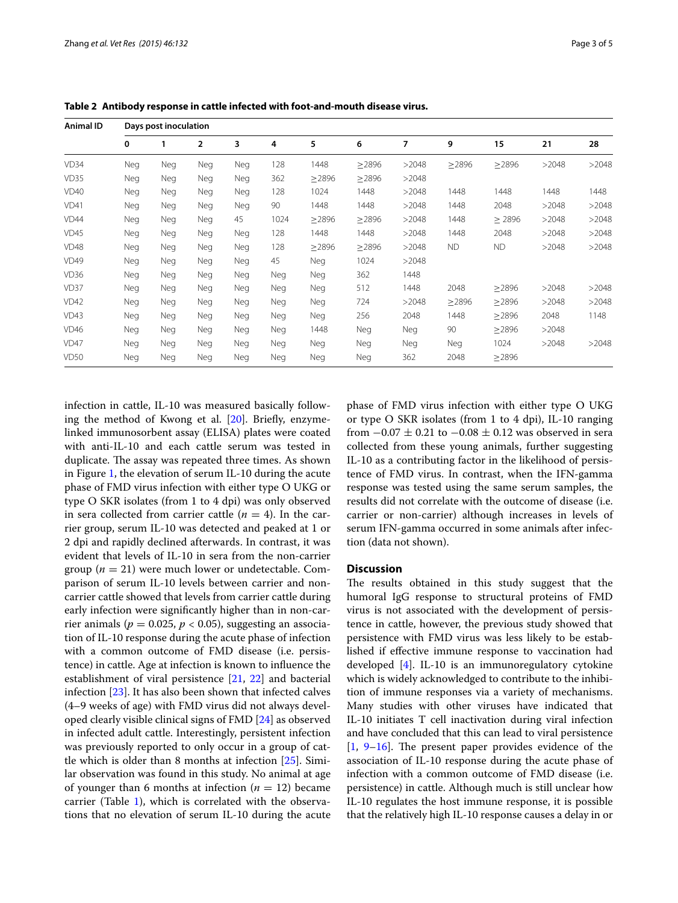**Table 2 Antibody response in cattle infected with foot-and-mouth disease virus.**

| Animal ID | Days post inoculation | | | | | | | | | | | |
|---|---|---|---|---|---|---|---|---|---|---|---|---|
| | 0 | 1 | 2 | 3 | 4 | 5 | 6 | 7 | 9 | 15 | 21 | 28 |
| VD34 | Neg | Neg | Neg | Neg | 128 | 1448 | ≥2896 | >2048 | ≥2896 | ≥2896 | >2048 | >2048 |
| VD35 | Neg | Neg | Neg | Neg | 362 | ≥2896 | ≥2896 | >2048 | | | | |
| VD40 | Neg | Neg | Neg | Neg | 128 | 1024 | 1448 | >2048 | 1448 | 1448 | 1448 | 1448 |
| VD41 | Neg | Neg | Neg | Neg | 90 | 1448 | 1448 | >2048 | 1448 | 2048 | >2048 | >2048 |
| VD44 | Neg | Neg | Neg | 45 | 1024 | ≥2896 | ≥2896 | >2048 | 1448 | ≥ 2896 | >2048 | >2048 |
| VD45 | Neg | Neg | Neg | Neg | 128 | 1448 | 1448 | >2048 | 1448 | 2048 | >2048 | >2048 |
| VD48 | Neg | Neg | Neg | Neg | 128 | ≥2896 | ≥2896 | >2048 | ND | ND | >2048 | >2048 |
| VD49 | Neg | Neg | Neg | Neg | 45 | Neg | 1024 | >2048 | | | | |
| VD36 | Neg | Neg | Neg | Neg | Neg | Neg | 362 | 1448 | | | | |
| VD37 | Neg | Neg | Neg | Neg | Neg | Neg | 512 | 1448 | 2048 | ≥2896 | >2048 | >2048 |
| VD42 | Neg | Neg | Neg | Neg | Neg | Neg | 724 | >2048 | ≥2896 | ≥2896 | >2048 | >2048 |
| VD43 | Neg | Neg | Neg | Neg | Neg | Neg | 256 | 2048 | 1448 | ≥2896 | 2048 | 1148 |
| VD46 | Neg | Neg | Neg | Neg | Neg | 1448 | Neg | Neg | 90 | ≥2896 | >2048 | |
| VD47 | Neg | Neg | Neg | Neg | Neg | Neg | Neg | Neg | Neg | 1024 | >2048 | >2048 |
| VD50 | Neg | Neg | Neg | Neg | Neg | Neg | Neg | 362 | 2048 | ≥2896 | | |

infection in cattle, IL-10 was measured basically following the method of Kwong et al. [20]. Briefly, enzyme-linked immunosorbent assay (ELISA) plates were coated with anti-IL-10 and each cattle serum was tested in duplicate. The assay was repeated three times. As shown in Figure 1, the elevation of serum IL-10 during the acute phase of FMD virus infection with either type O UKG or type O SKR isolates (from 1 to 4 dpi) was only observed in sera collected from carrier cattle ($n = 4$). In the carrier group, serum IL-10 was detected and peaked at 1 or 2 dpi and rapidly declined afterwards. In contrast, it was evident that levels of IL-10 in sera from the non-carrier group ($n = 21$) were much lower or undetectable. Comparison of serum IL-10 levels between carrier and non-carrier cattle showed that levels from carrier cattle during early infection were significantly higher than in non-carrier animals ($p = 0.025$, $p < 0.05$), suggesting an association of IL-10 response during the acute phase of infection with a common outcome of FMD disease (i.e. persistence) in cattle. Age at infection is known to influence the establishment of viral persistence [21, 22] and bacterial infection [23]. It has also been shown that infected calves (4–9 weeks of age) with FMD virus did not always developed clearly visible clinical signs of FMD [24] as observed in infected adult cattle. Interestingly, persistent infection was previously reported to only occur in a group of cattle which is older than 8 months at infection [25]. Similar observation was found in this study. No animal at age of younger than 6 months at infection ($n = 12$) became carrier (Table 1), which is correlated with the observations that no elevation of serum IL-10 during the acute phase of FMD virus infection with either type O UKG or type O SKR isolates (from 1 to 4 dpi), IL-10 ranging from $-0.07 \pm 0.21$ to $-0.08 \pm 0.12$ was observed in sera collected from these young animals, further suggesting IL-10 as a contributing factor in the likelihood of persistence of FMD virus. In contrast, when the IFN-gamma response was tested using the same serum samples, the results did not correlate with the outcome of disease (i.e. carrier or non-carrier) although increases in levels of serum IFN-gamma occurred in some animals after infection (data not shown).

## Discussion

The results obtained in this study suggest that the humoral IgG response to structural proteins of FMD virus is not associated with the development of persistence in cattle, however, the previous study showed that persistence with FMD virus was less likely to be established if effective immune response to vaccination had developed [4]. IL-10 is an immunoregulatory cytokine which is widely acknowledged to contribute to the inhibition of immune responses via a variety of mechanisms. Many studies with other viruses have indicated that IL-10 initiates T cell inactivation during viral infection and have concluded that this can lead to viral persistence [1, 9–16]. The present paper provides evidence of the association of IL-10 response during the acute phase of infection with a common outcome of FMD disease (i.e. persistence) in cattle. Although much is still unclear how IL-10 regulates the host immune response, it is possible that the relatively high IL-10 response causes a delay in or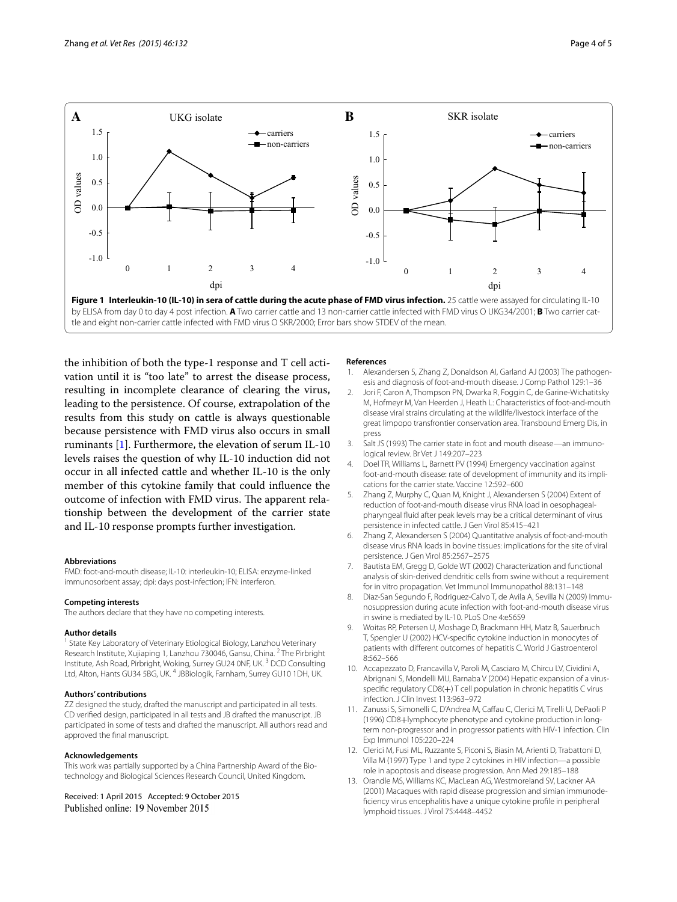**Figure 1 Interleukin-10 (IL-10) in sera of cattle during the acute phase of FMD virus infection.** 25 cattle were assayed for circulating IL-10 by ELISA from day 0 to day 4 post infection. **A** Two carrier cattle and 13 non-carrier cattle infected with FMD virus O UKG34/2001; **B** Two carrier cattle and eight non-carrier cattle infected with FMD virus O SKR/2000; Error bars show STDEV of the mean.

the inhibition of both the type-1 response and T cell activation until it is "too late" to arrest the disease process, resulting in incomplete clearance of clearing the virus, leading to the persistence. Of course, extrapolation of the results from this study on cattle is always questionable because persistence with FMD virus also occurs in small ruminants [1]. Furthermore, the elevation of serum IL-10 levels raises the question of why IL-10 induction did not occur in all infected cattle and whether IL-10 is the only member of this cytokine family that could influence the outcome of infection with FMD virus. The apparent relationship between the development of the carrier state and IL-10 response prompts further investigation.

#### Abbreviations
FMD: foot-and-mouth disease; IL-10: interleukin-10; ELISA: enzyme-linked immunosorbent assay; dpi: days post-infection; IFN: interferon.

#### Competing interests
The authors declare that they have no competing interests.

#### Author details
[1] State Key Laboratory of Veterinary Etiological Biology, Lanzhou Veterinary Research Institute, Xujiaping 1, Lanzhou 730046, Gansu, China. [2] The Pirbright Institute, Ash Road, Pirbright, Woking, Surrey GU24 0NF, UK. [3] DCD Consulting Ltd, Alton, Hants GU34 5BG, UK. [4] JBBiologik, Farnham, Surrey GU10 1DH, UK.

#### Authors' contributions
ZZ designed the study, drafted the manuscript and participated in all tests. CD verified design, participated in all tests and JB drafted the manuscript. JB participated in some of tests and drafted the manuscript. All authors read and approved the final manuscript.

#### Acknowledgements
This work was partially supported by a China Partnership Award of the Biotechnology and Biological Sciences Research Council, United Kingdom.

Received: 1 April 2015 Accepted: 9 October 2015
Published online: 19 November 2015

#### References
1. Alexandersen S, Zhang Z, Donaldson AI, Garland AJ (2003) The pathogenesis and diagnosis of foot-and-mouth disease. J Comp Pathol 129:1–36
2. Jori F, Caron A, Thompson PN, Dwarka R, Foggin C, de Garine-Wichatitsky M, Hofmeyr M, Van Heerden J, Heath L: Characteristics of foot-and-mouth disease viral strains circulating at the wildlife/livestock interface of the great limpopo transfrontier conservation area. Transbound Emerg Dis, in press
3. Salt JS (1993) The carrier state in foot and mouth disease—an immunological review. Br Vet J 149:207–223
4. Doel TR, Williams L, Barnett PV (1994) Emergency vaccination against foot-and-mouth disease: rate of development of immunity and its implications for the carrier state. Vaccine 12:592–600
5. Zhang Z, Murphy C, Quan M, Knight J, Alexandersen S (2004) Extent of reduction of foot-and-mouth disease virus RNA load in oesophageal-pharyngeal fluid after peak levels may be a critical determinant of virus persistence in infected cattle. J Gen Virol 85:415–421
6. Zhang Z, Alexandersen S (2004) Quantitative analysis of foot-and-mouth disease virus RNA loads in bovine tissues: implications for the site of viral persistence. J Gen Virol 85:2567–2575
7. Bautista EM, Gregg D, Golde WT (2002) Characterization and functional analysis of skin-derived dendritic cells from swine without a requirement for in vitro propagation. Vet Immunol Immunopathol 88:131–148
8. Diaz-San Segundo F, Rodriguez-Calvo T, de Avila A, Sevilla N (2009) Immunosuppression during acute infection with foot-and-mouth disease virus in swine is mediated by IL-10. PLoS One 4:e5659
9. Woitas RP, Petersen U, Moshage D, Brackmann HH, Matz B, Sauerbruch T, Spengler U (2002) HCV-specific cytokine induction in monocytes of patients with different outcomes of hepatitis C. World J Gastroenterol 8:562–566
10. Accapezzato D, Francavilla V, Paroli M, Casciaro M, Chircu LV, Cividini A, Abrignani S, Mondelli MU, Barnaba V (2004) Hepatic expansion of a virus-specific regulatory CD8(+) T cell population in chronic hepatitis C virus infection. J Clin Invest 113:963–972
11. Zanussi S, Simonelli C, D'Andrea M, Caffau C, Clerici M, Tirelli U, DePaoli P (1996) CD8+lymphocyte phenotype and cytokine production in long-term non-progressor and in progressor patients with HIV-1 infection. Clin Exp Immunol 105:220–224
12. Clerici M, Fusi ML, Ruzzante S, Piconi S, Biasin M, Arienti D, Trabattoni D, Villa M (1997) Type 1 and type 2 cytokines in HIV infection—a possible role in apoptosis and disease progression. Ann Med 29:185–188
13. Orandle MS, Williams KC, MacLean AG, Westmoreland SV, Lackner AA (2001) Macaques with rapid disease progression and simian immunodeficiency virus encephalitis have a unique cytokine profile in peripheral lymphoid tissues. J Virol 75:4448–4452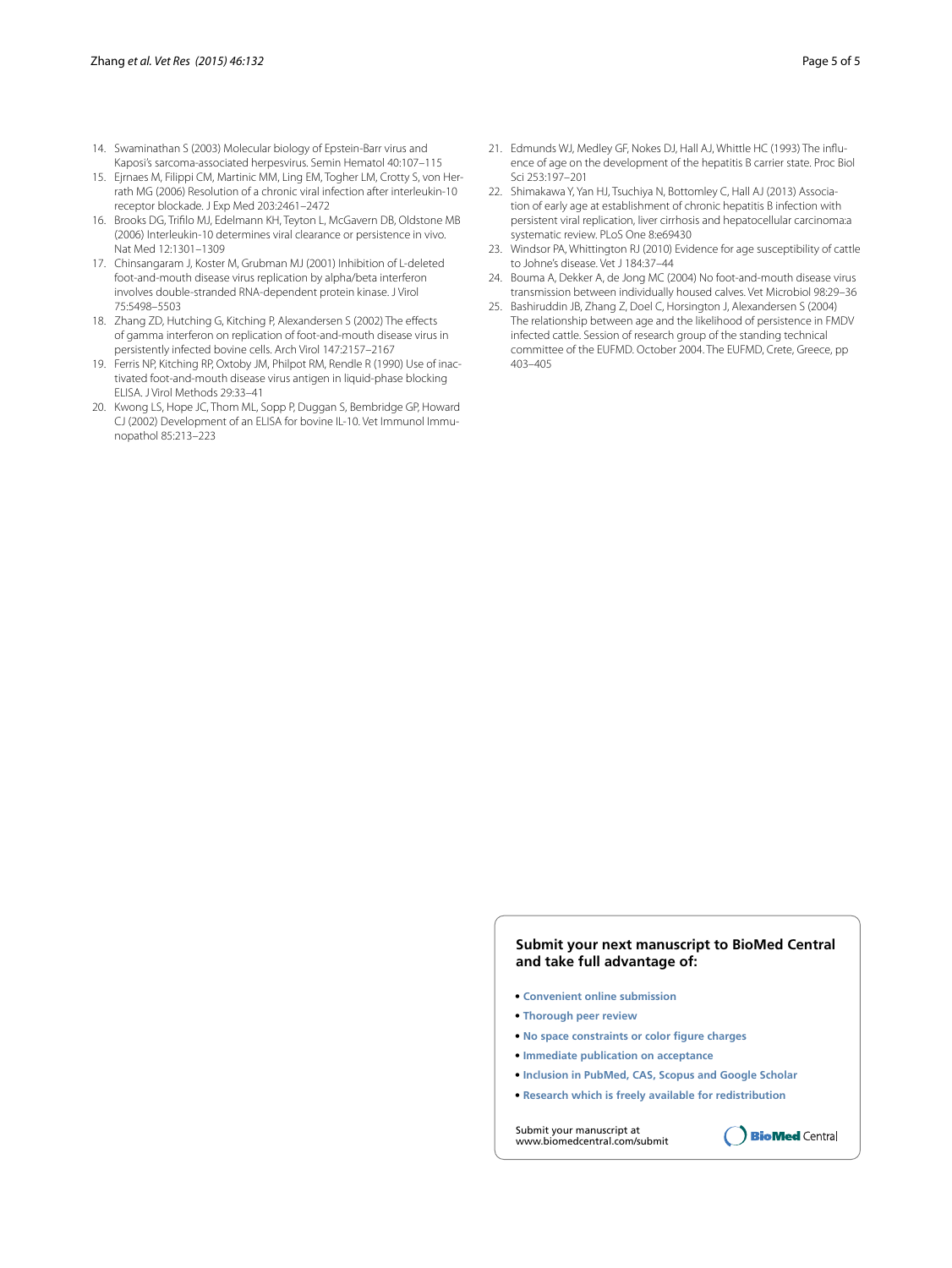14. Swaminathan S (2003) Molecular biology of Epstein-Barr virus and Kaposi's sarcoma-associated herpesvirus. Semin Hematol 40:107–115
15. Ejrnaes M, Filippi CM, Martinic MM, Ling EM, Togher LM, Crotty S, von Herrath MG (2006) Resolution of a chronic viral infection after interleukin-10 receptor blockade. J Exp Med 203:2461–2472
16. Brooks DG, Trifilo MJ, Edelmann KH, Teyton L, McGavern DB, Oldstone MB (2006) Interleukin-10 determines viral clearance or persistence in vivo. Nat Med 12:1301–1309
17. Chinsangaram J, Koster M, Grubman MJ (2001) Inhibition of L-deleted foot-and-mouth disease virus replication by alpha/beta interferon involves double-stranded RNA-dependent protein kinase. J Virol 75:5498–5503
18. Zhang ZD, Hutching G, Kitching P, Alexandersen S (2002) The effects of gamma interferon on replication of foot-and-mouth disease virus in persistently infected bovine cells. Arch Virol 147:2157–2167
19. Ferris NP, Kitching RP, Oxtoby JM, Philpot RM, Rendle R (1990) Use of inactivated foot-and-mouth disease virus antigen in liquid-phase blocking ELISA. J Virol Methods 29:33–41
20. Kwong LS, Hope JC, Thom ML, Sopp P, Duggan S, Bembridge GP, Howard CJ (2002) Development of an ELISA for bovine IL-10. Vet Immunol Immunopathol 85:213–223
21. Edmunds WJ, Medley GF, Nokes DJ, Hall AJ, Whittle HC (1993) The influence of age on the development of the hepatitis B carrier state. Proc Biol Sci 253:197–201
22. Shimakawa Y, Yan HJ, Tsuchiya N, Bottomley C, Hall AJ (2013) Association of early age at establishment of chronic hepatitis B infection with persistent viral replication, liver cirrhosis and hepatocellular carcinoma:a systematic review. PLoS One 8:e69430
23. Windsor PA, Whittington RJ (2010) Evidence for age susceptibility of cattle to Johne's disease. Vet J 184:37–44
24. Bouma A, Dekker A, de Jong MC (2004) No foot-and-mouth disease virus transmission between individually housed calves. Vet Microbiol 98:29–36
25. Bashiruddin JB, Zhang Z, Doel C, Horsington J, Alexandersen S (2004) The relationship between age and the likelihood of persistence in FMDV infected cattle. Session of research group of the standing technical committee of the EUFMD. October 2004. The EUFMD, Crete, Greece, pp 403–405

**Submit your next manuscript to BioMed Central and take full advantage of:**

- **Convenient online submission**
- **Thorough peer review**
- **No space constraints or color figure charges**
- **Immediate publication on acceptance**
- **Inclusion in PubMed, CAS, Scopus and Google Scholar**
- **Research which is freely available for redistribution**

Submit your manuscript at
www.biomedcentral.com/submit

BioMed Central